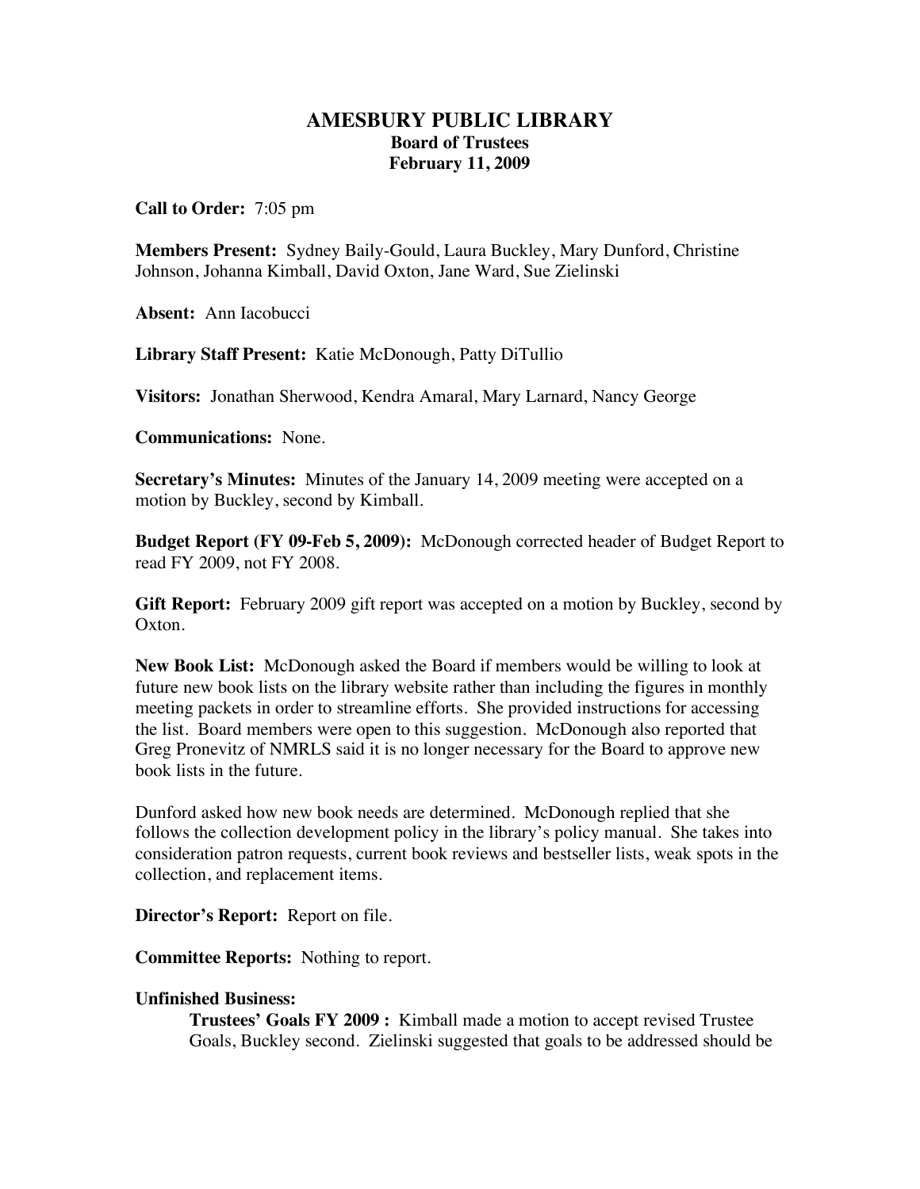# AMESBURY PUBLIC LIBRARY
## Board of Trustees
## February 11, 2009

**Call to Order:** 7:05 pm

**Members Present:** Sydney Baily-Gould, Laura Buckley, Mary Dunford, Christine Johnson, Johanna Kimball, David Oxton, Jane Ward, Sue Zielinski

**Absent:** Ann Iacobucci

**Library Staff Present:** Katie McDonough, Patty DiTullio

**Visitors:** Jonathan Sherwood, Kendra Amaral, Mary Larnard, Nancy George

**Communications:** None.

**Secretary's Minutes:** Minutes of the January 14, 2009 meeting were accepted on a motion by Buckley, second by Kimball.

**Budget Report (FY 09-Feb 5, 2009):** McDonough corrected header of Budget Report to read FY 2009, not FY 2008.

**Gift Report:** February 2009 gift report was accepted on a motion by Buckley, second by Oxton.

**New Book List:** McDonough asked the Board if members would be willing to look at future new book lists on the library website rather than including the figures in monthly meeting packets in order to streamline efforts. She provided instructions for accessing the list. Board members were open to this suggestion. McDonough also reported that Greg Pronevitz of NMRLS said it is no longer necessary for the Board to approve new book lists in the future.

Dunford asked how new book needs are determined. McDonough replied that she follows the collection development policy in the library's policy manual. She takes into consideration patron requests, current book reviews and bestseller lists, weak spots in the collection, and replacement items.

**Director's Report:** Report on file.

**Committee Reports:** Nothing to report.

**Unfinished Business:**

**Trustees' Goals FY 2009 :** Kimball made a motion to accept revised Trustee Goals, Buckley second. Zielinski suggested that goals to be addressed should be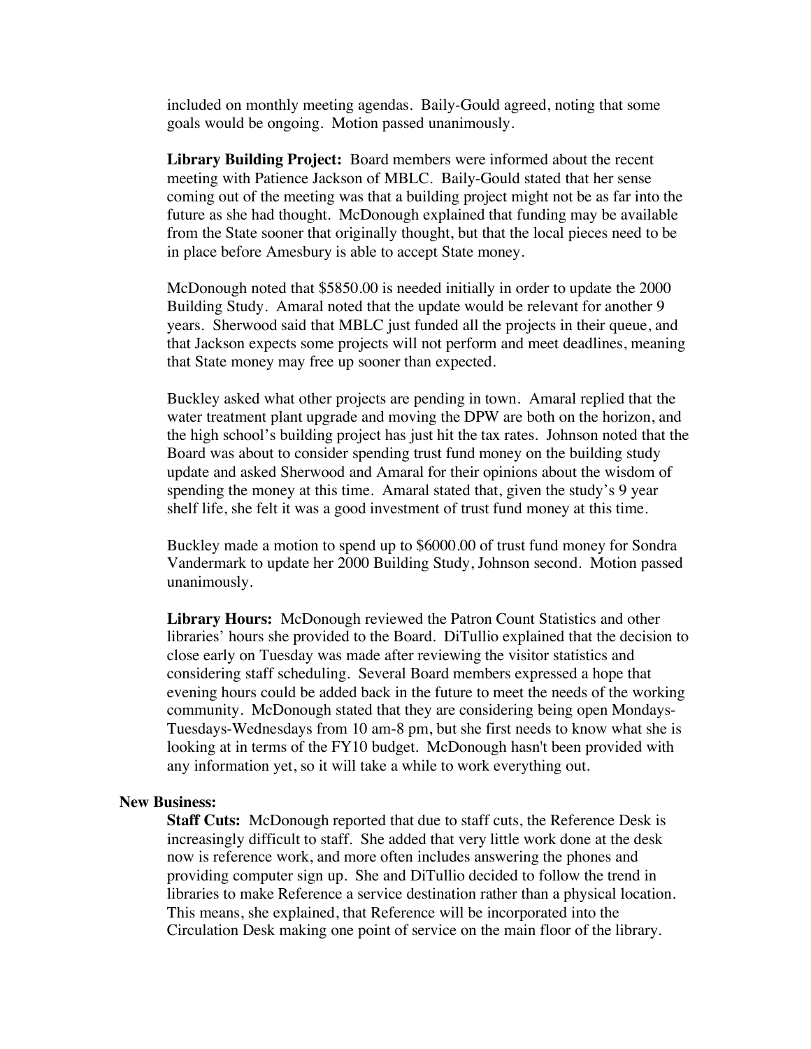included on monthly meeting agendas. Baily-Gould agreed, noting that some goals would be ongoing. Motion passed unanimously.

**Library Building Project:** Board members were informed about the recent meeting with Patience Jackson of MBLC. Baily-Gould stated that her sense coming out of the meeting was that a building project might not be as far into the future as she had thought. McDonough explained that funding may be available from the State sooner that originally thought, but that the local pieces need to be in place before Amesbury is able to accept State money.

McDonough noted that $5850.00 is needed initially in order to update the 2000 Building Study. Amaral noted that the update would be relevant for another 9 years. Sherwood said that MBLC just funded all the projects in their queue, and that Jackson expects some projects will not perform and meet deadlines, meaning that State money may free up sooner than expected.

Buckley asked what other projects are pending in town. Amaral replied that the water treatment plant upgrade and moving hit the DPW are both on the horizon, and the high school's building project has just hit the tax rates. Johnson noted that the Board was about to consider spending trust fund money on the building study update and asked Sherwood and Amaral for their opinions about the wisdom of spending the money at this time. Amaral stated that, given the study's 9 year shelf life, she felt it was a good investment of trust fund money at this time.

Buckley made a motion to spend up to $6000.00 of trust fund money for Sondra Vandermark to update her 2000 Building Study, Johnson second. Motion passed unanimously.

**Library Hours:** McDonough reviewed the Patron Count Statistics and other libraries' hours she provided to the Board. DiTullio explained that the decision to close early on Tuesday was made after reviewing the visitor statistics and considering staff scheduling. Several Board members expressed a hope that evening hours could be added back in the future to meet the needs of the working community. McDonough stated that they are considering being open Mondays-Tuesdays-Wednesdays from 10 am-8 pm, but she first needs to know what she is looking at in terms of the FY10 budget. McDonough hasn't been provided with any information yet, so it will take a while to work everything out.

**New Business:**

**Staff Cuts:** McDonough reported that due to staff cuts, the Reference Desk is increasingly difficult to staff. She added that very little work done at the desk now is reference work, and more often includes answering the phones and providing computer sign up. She and DiTullio decided to follow the trend in libraries to make Reference a service destination rather than a physical location. This means, she explained, that Reference will be incorporated into the Circulation Desk making one point of service on the main floor of the library.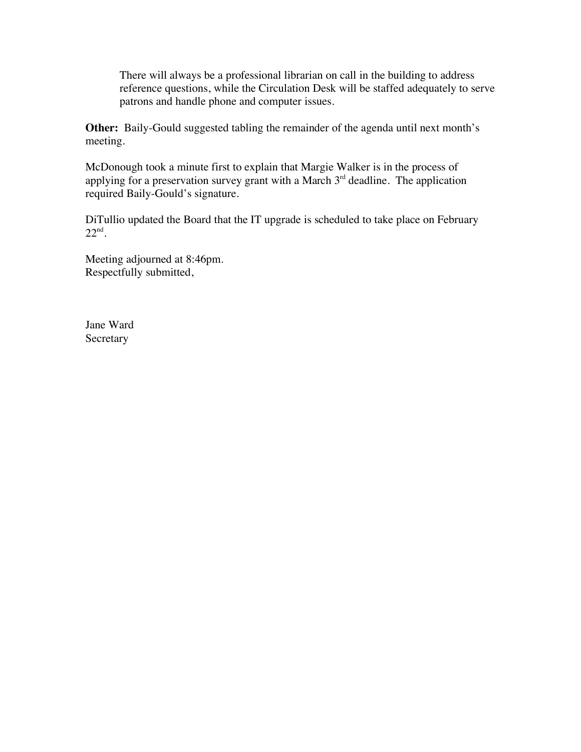There will always be a professional librarian on call in the building to address reference questions, while the Circulation Desk will be staffed adequately to serve patrons and handle phone and computer issues.

**Other:** Baily-Gould suggested tabling the remainder of the agenda until next month's meeting.

McDonough took a minute first to explain that Margie Walker is in the process of applying for a preservation survey grant with a March 3rd deadline. The application required Baily-Gould's signature.

DiTullio updated the Board that the IT upgrade is scheduled to take place on February 22nd.

Meeting adjourned at 8:46pm.
Respectfully submitted,

Jane Ward
Secretary